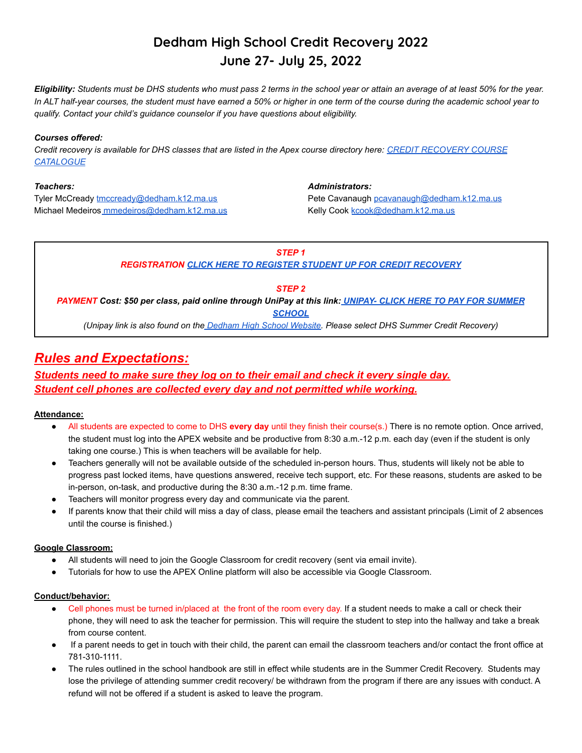# Dedham High School Credit Recovery 2022
## June 27- July 25, 2022

***Eligibility:*** *Students must be DHS students who must pass 2 terms in the school year or attain an average of at least 50% for the year. In ALT half-year courses, the student must have earned a 50% or higher in one term of the course during the academic school year to qualify. Contact your child's guidance counselor if you have questions about eligibility.*

***Courses offered:***
*Credit recovery is available for DHS classes that are listed in the Apex course directory here: CREDIT RECOVERY COURSE CATALOGUE*

***Teachers:***
Tyler McCready tmccready@dedham.k12.ma.us
Michael Medeiros mmedeiros@dedham.k12.ma.us

***Administrators:***
Pete Cavanaugh pcavanaugh@dedham.k12.ma.us
Kelly Cook kcook@dedham.k12.ma.us

***STEP 1***
***REGISTRATION CLICK HERE TO REGISTER STUDENT UP FOR CREDIT RECOVERY***

***STEP 2***
***PAYMENT Cost: $50 per class, paid online through UniPay at this link: UNIPAY- CLICK HERE TO PAY FOR SUMMER SCHOOL***
*(Unipay link is also found on the Dedham High School Website. Please select DHS Summer Credit Recovery)*

## ***Rules and Expectations:***

### ***Students need to make sure they log on to their email and check it every single day.***
### ***Student cell phones are collected every day and not permitted while working.***

**Attendance:**

- All students are expected to come to DHS **every day** until they finish their course(s.) There is no remote option. Once arrived, the student must log into the APEX website and be productive from 8:30 a.m.-12 p.m. each day (even if the student is only taking one course.) This is when teachers will be available for help.
- Teachers generally will not be available outside of the scheduled in-person hours. Thus, students will likely not be able to progress past locked items, have questions answered, receive tech support, etc. For these reasons, students are asked to be in-person, on-task, and productive during the 8:30 a.m.-12 p.m. time frame.
- Teachers will monitor progress every day and communicate via the parent.
- If parents know that their child will miss a day of class, please email the teachers and assistant principals (Limit of 2 absences until the course is finished.)

**Google Classroom:**

- All students will need to join the Google Classroom for credit recovery (sent via email invite).
- Tutorials for how to use the APEX Online platform will also be accessible via Google Classroom.

**Conduct/behavior:**

- Cell phones must be turned in/placed at the front of the room every day. If a student needs to make a call or check their phone, they will need to ask the teacher for permission. This will require the student to step into the hallway and take a break from course content.
- If a parent needs to get in touch with their child, the parent can email the classroom teachers and/or contact the front office at 781-310-1111.
- The rules outlined in the school handbook are still in effect while students are in the Summer Credit Recovery. Students may lose the privilege of attending summer credit recovery/ be withdrawn from the program if there are any issues with conduct. A refund will not be offered if a student is asked to leave the program.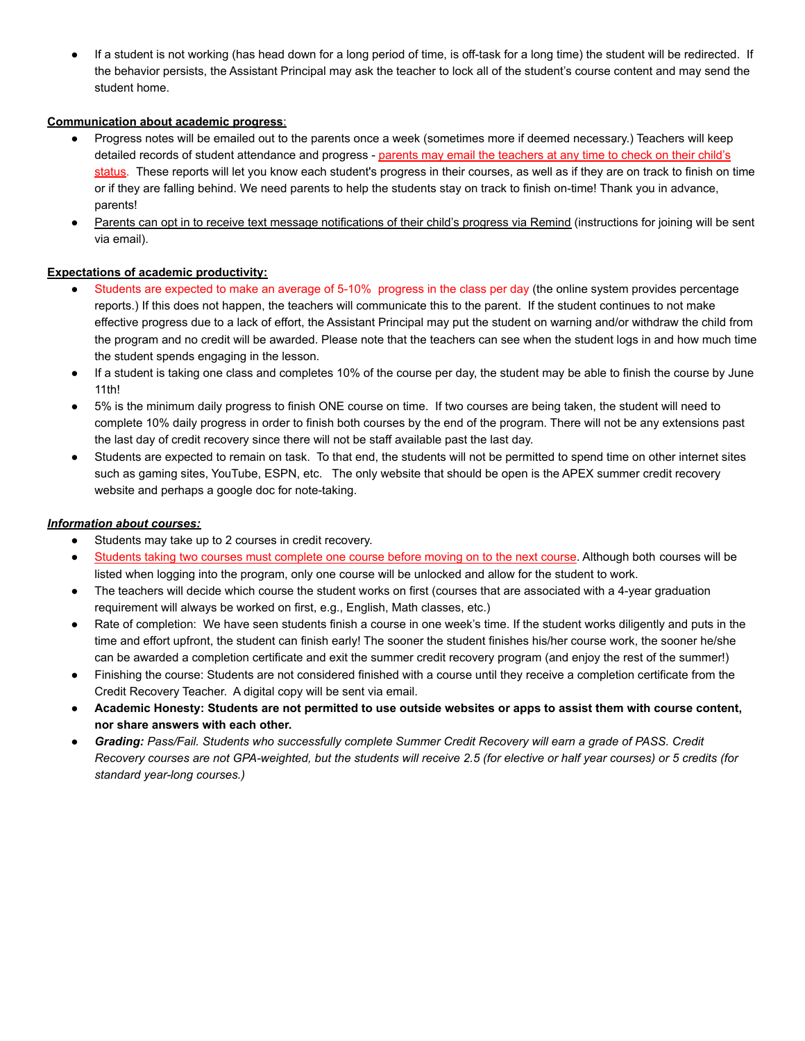- If a student is not working (has head down for a long period of time, is off-task for a long time) the student will be redirected. If the behavior persists, the Assistant Principal may ask the teacher to lock all of the student's course content and may send the student home.

**Communication about academic progress**:

- Progress notes will be emailed out to the parents once a week (sometimes more if deemed necessary.) Teachers will keep detailed records of student attendance and progress - parents may email the teachers at any time to check on their child's status. These reports will let you know each student's progress in their courses, as well as if they are on track to finish on time or if they are falling behind. We need parents to help the students stay on track to finish on-time! Thank you in advance, parents!
- Parents can opt in to receive text message notifications of their child's progress via Remind (instructions for joining will be sent via email).

**Expectations of academic productivity:**

- Students are expected to make an average of 5-10% progress in the class per day (the online system provides percentage reports.) If this does not happen, the teachers will communicate this to the parent. If the student continues to not make effective progress due to a lack of effort, the Assistant Principal may put the student on warning and/or withdraw the child from the program and no credit will be awarded. Please note that the teachers can see when the student logs in and how much time the student spends engaging in the lesson.
- If a student is taking one class and completes 10% of the course per day, the student may be able to finish the course by June 11th!
- 5% is the minimum daily progress to finish ONE course on time. If two courses are being taken, the student will need to complete 10% daily progress in order to finish both courses by the end of the program. There will not be any extensions past the last day of credit recovery since there will not be staff available past the last day.
- Students are expected to remain on task. To that end, the students will not be permitted to spend time on other internet sites such as gaming sites, YouTube, ESPN, etc. The only website that should be open is the APEX summer credit recovery website and perhaps a google doc for note-taking.

***Information about courses:***

- Students may take up to 2 courses in credit recovery.
- Students taking two courses must complete one course before moving on to the next course. Although both courses will be listed when logging into the program, only one course will be unlocked and allow for the student to work.
- The teachers will decide which course the student works on first (courses that are associated with a 4-year graduation requirement will always be worked on first, e.g., English, Math classes, etc.)
- Rate of completion: We have seen students finish a course in one week's time. If the student works diligently and puts in the time and effort upfront, the student can finish early! The sooner the student finishes his/her course work, the sooner he/she can be awarded a completion certificate and exit the summer credit recovery program (and enjoy the rest of the summer!)
- Finishing the course: Students are not considered finished with a course until they receive a completion certificate from the Credit Recovery Teacher. A digital copy will be sent via email.
- **Academic Honesty: Students are not permitted to use outside websites or apps to assist them with course content, nor share answers with each other.**
- ***Grading:*** *Pass/Fail. Students who successfully complete Summer Credit Recovery will earn a grade of PASS. Credit Recovery courses are not GPA-weighted, but the students will receive 2.5 (for elective or half year courses) or 5 credits (for standard year-long courses.)*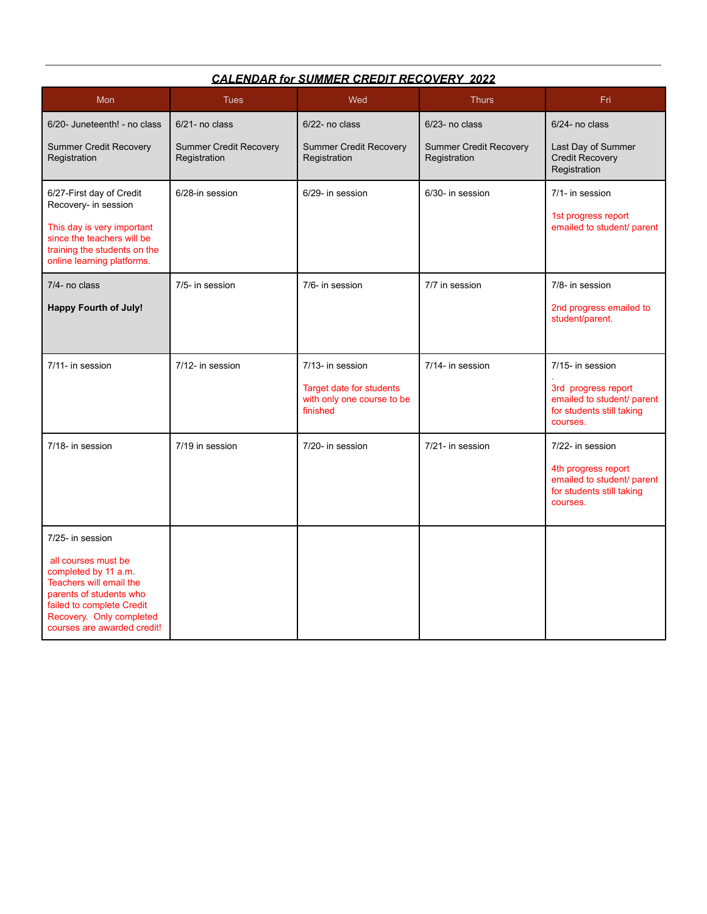***CALENDAR for SUMMER CREDIT RECOVERY 2022***

| Mon | Tues | Wed | Thurs | Fri |
|---|---|---|---|---|
| 6/20- Juneteenth! - no class<br><br>Summer Credit Recovery Registration | 6/21- no class<br><br>Summer Credit Recovery Registration | 6/22- no class<br><br>Summer Credit Recovery Registration | 6/23- no class<br><br>Summer Credit Recovery Registration | 6/24- no class<br><br>Last Day of Summer Credit Recovery Registration |
| 6/27-First day of Credit Recovery- in session<br><br>This day is very important since the teachers will be training the students on the online learning platforms. | 6/28-in session | 6/29- in session | 6/30- in session | 7/1- in session<br><br>1st progress report emailed to student/ parent |
| 7/4- no class<br><br>**Happy Fourth of July!** | 7/5- in session | 7/6- in session | 7/7 in session | 7/8- in session<br><br>2nd progress emailed to student/parent. |
| 7/11- in session | 7/12- in session | 7/13- in session<br><br>Target date for students with only one course to be finished | 7/14- in session | 7/15- in session<br>.<br>3rd progress report emailed to student/ parent for students still taking courses. |
| 7/18- in session | 7/19 in session | 7/20- in session | 7/21- in session | 7/22- in session<br><br>4th progress report emailed to student/ parent for students still taking courses. |
| 7/25- in session<br><br>all courses must be completed by 11 a.m. Teachers will email the parents of students who failed to complete Credit Recovery. Only completed courses are awarded credit! | | | | |